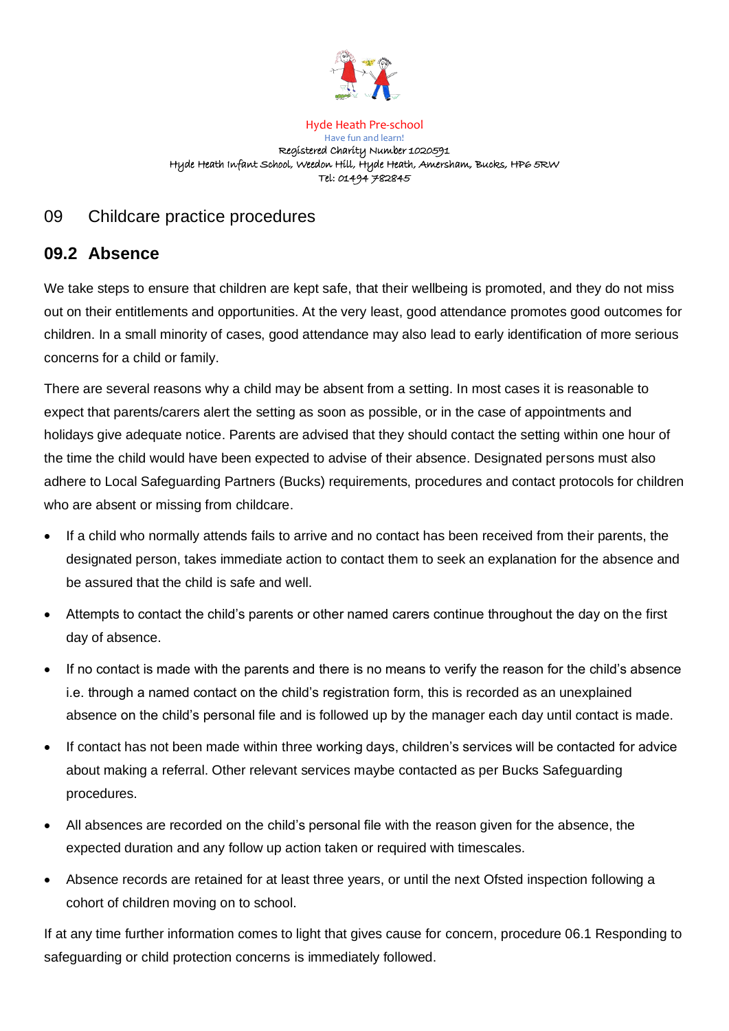Hyde Heath Pre-school
Have fun and learn!
Registered Charity Number 1020591
Hyde Heath Infant School, Weedon Hill, Hyde Heath, Amersham, Bucks, HP6 5RW
Tel: 01494 782845

# 09 Childcare practice procedures

## 09.2 Absence

We take steps to ensure that children are kept safe, that their wellbeing is promoted, and they do not miss out on their entitlements and opportunities. At the very least, good attendance promotes good outcomes for children. In a small minority of cases, good attendance may also lead to early identification of more serious concerns for a child or family.

There are several reasons why a child may be absent from a setting. In most cases it is reasonable to expect that parents/carers alert the setting as soon as possible, or in the case of appointments and holidays give adequate notice. Parents are advised that they should contact the setting within one hour of the time the child would have been expected to advise of their absence. Designated persons must also adhere to Local Safeguarding Partners (Bucks) requirements, procedures and contact protocols for children who are absent or missing from childcare.

- If a child who normally attends fails to arrive and no contact has been received from their parents, the designated person, takes immediate action to contact them to seek an explanation for the absence and be assured that the child is safe and well.
- Attempts to contact the child's parents or other named carers continue throughout the day on the first day of absence.
- If no contact is made with the parents and there is no means to verify the reason for the child's absence i.e. through a named contact on the child's registration form, this is recorded as an unexplained absence on the child's personal file and is followed up by the manager each day until contact is made.
- If contact has not been made within three working days, children's services will be contacted for advice about making a referral. Other relevant services maybe contacted as per Bucks Safeguarding procedures.
- All absences are recorded on the child's personal file with the reason given for the absence, the expected duration and any follow up action taken or required with timescales.
- Absence records are retained for at least three years, or until the next Ofsted inspection following a cohort of children moving on to school.

If at any time further information comes to light that gives cause for concern, procedure 06.1 Responding to safeguarding or child protection concerns is immediately followed.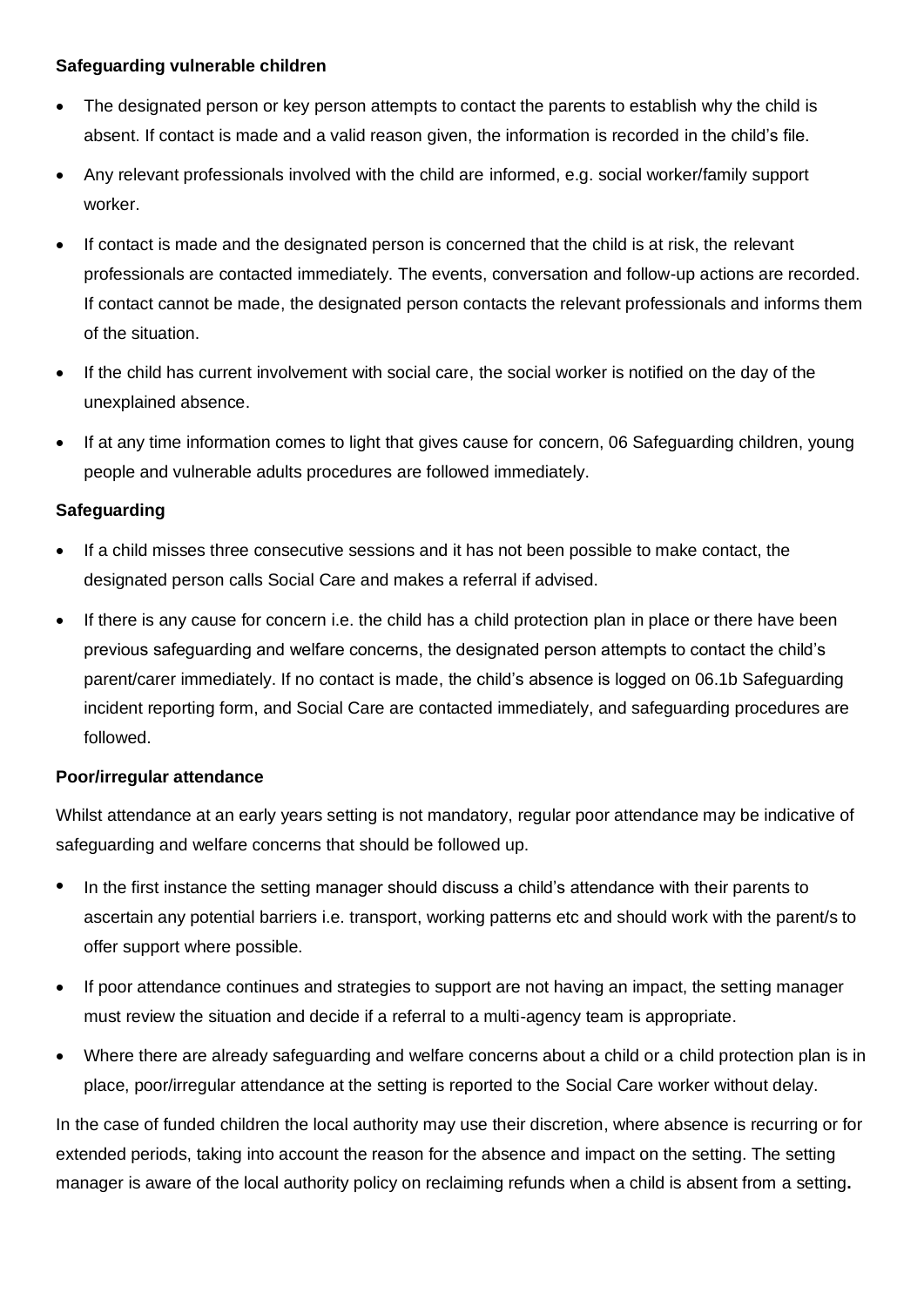**Safeguarding vulnerable children**

- The designated person or key person attempts to contact the parents to establish why the child is absent. If contact is made and a valid reason given, the information is recorded in the child's file.
- Any relevant professionals involved with the child are informed, e.g. social worker/family support worker.
- If contact is made and the designated person is concerned that the child is at risk, the relevant professionals are contacted immediately. The events, conversation and follow-up actions are recorded. If contact cannot be made, the designated person contacts the relevant professionals and informs them of the situation.
- If the child has current involvement with social care, the social worker is notified on the day of the unexplained absence.
- If at any time information comes to light that gives cause for concern, 06 Safeguarding children, young people and vulnerable adults procedures are followed immediately.

**Safeguarding**

- If a child misses three consecutive sessions and it has not been possible to make contact, the designated person calls Social Care and makes a referral if advised.
- If there is any cause for concern i.e. the child has a child protection plan in place or there have been previous safeguarding and welfare concerns, the designated person attempts to contact the child's parent/carer immediately. If no contact is made, the child's absence is logged on 06.1b Safeguarding incident reporting form, and Social Care are contacted immediately, and safeguarding procedures are followed.

**Poor/irregular attendance**

Whilst attendance at an early years setting is not mandatory, regular poor attendance may be indicative of safeguarding and welfare concerns that should be followed up.

- In the first instance the setting manager should discuss a child's attendance with their parents to ascertain any potential barriers i.e. transport, working patterns etc and should work with the parent/s to offer support where possible.
- If poor attendance continues and strategies to support are not having an impact, the setting manager must review the situation and decide if a referral to a multi-agency team is appropriate.
- Where there are already safeguarding and welfare concerns about a child or a child protection plan is in place, poor/irregular attendance at the setting is reported to the Social Care worker without delay.

In the case of funded children the local authority may use their discretion, where absence is recurring or for extended periods, taking into account the reason for the absence and impact on the setting. The setting manager is aware of the local authority policy on reclaiming refunds when a child is absent from a setting**.**